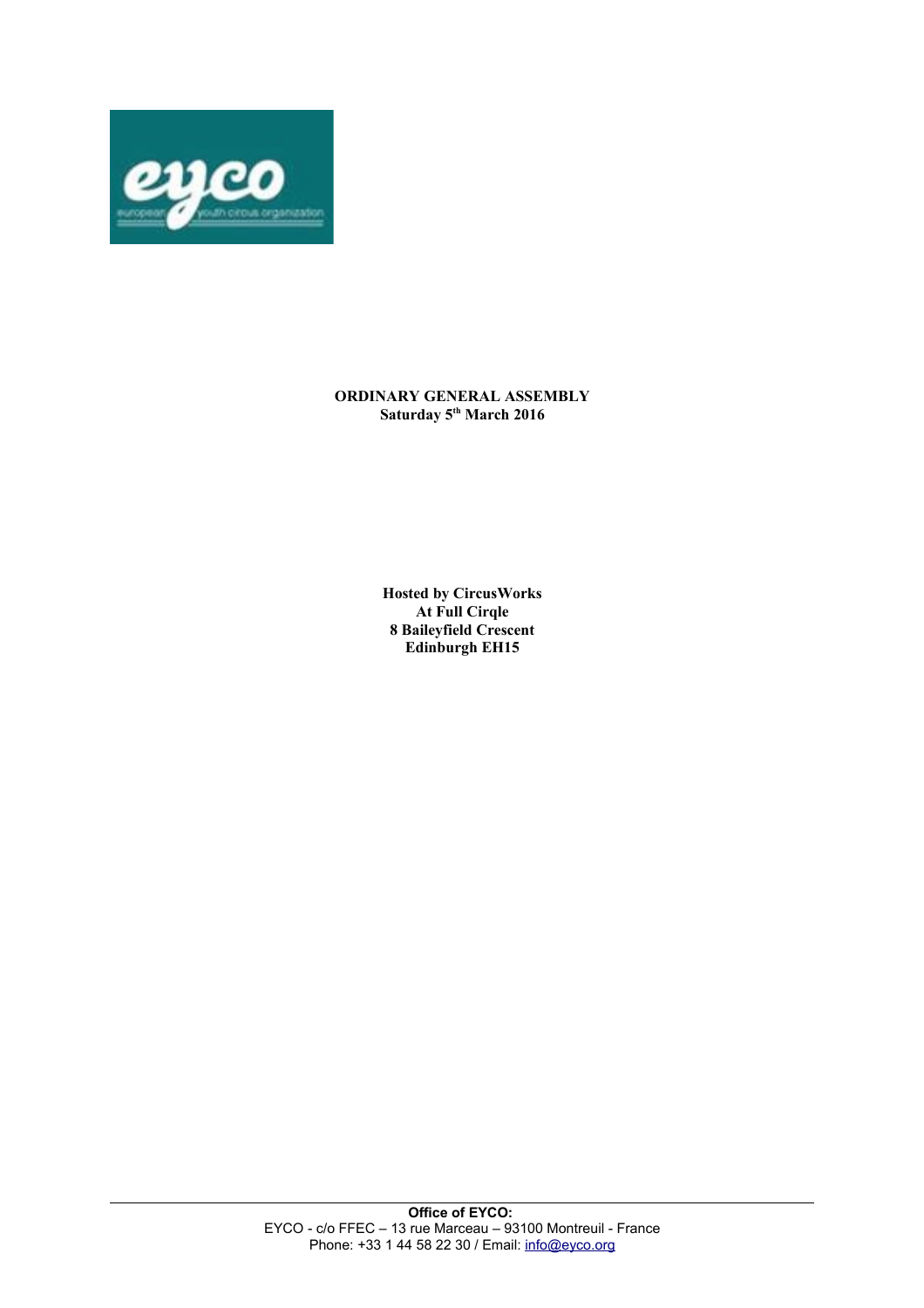**ORDINARY GENERAL ASSEMBLY**
**Saturday 5th March 2016**

**Hosted by CircusWorks**
**At Full Cirqle**
**8 Baileyfield Crescent**
**Edinburgh EH15**

**Office of EYCO:**
EYCO - c/o FFEC – 13 rue Marceau – 93100 Montreuil - France
Phone: +33 1 44 58 22 30 / Email: info@eyco.org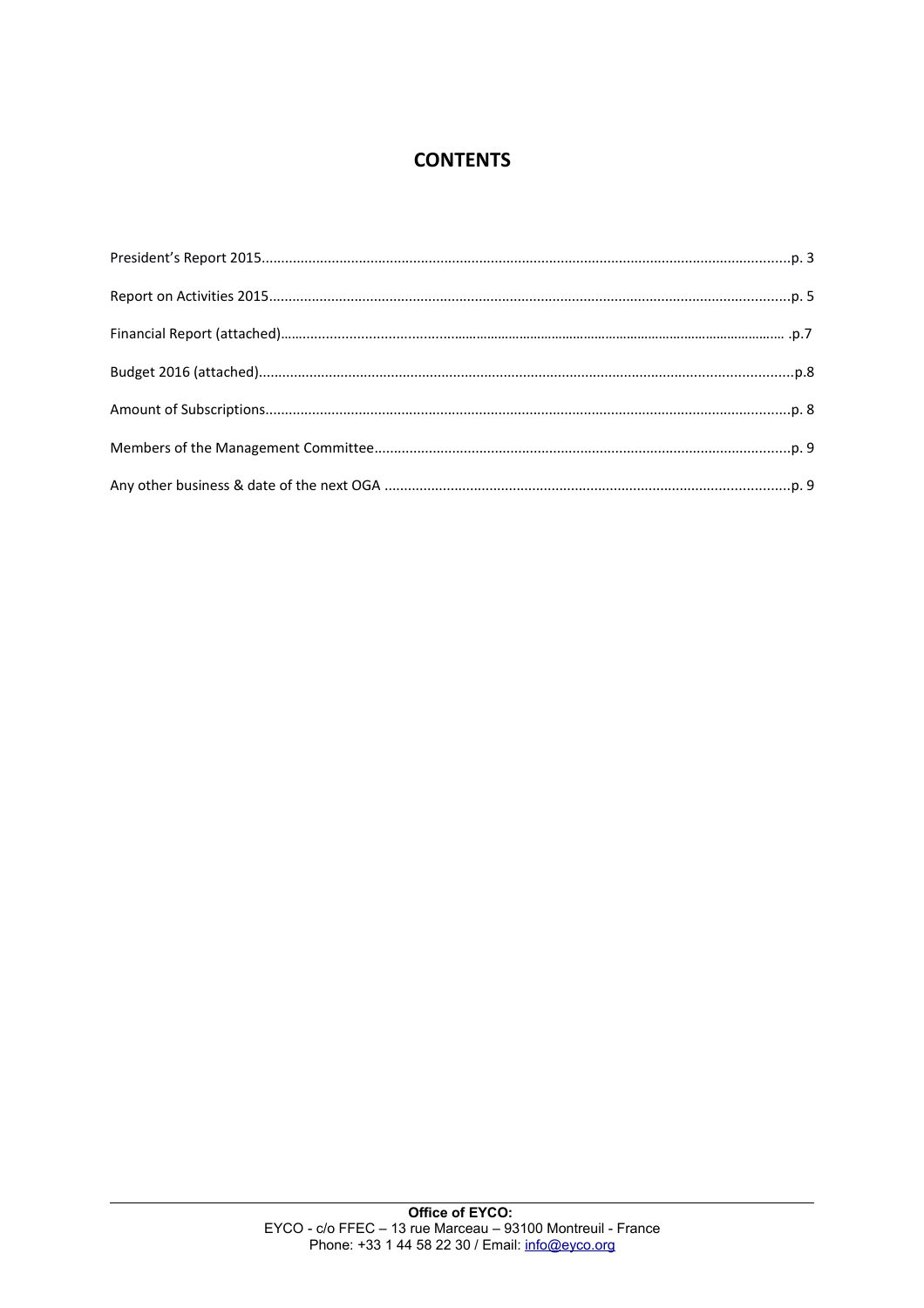# CONTENTS

President's Report 2015......................................................................................................................................p. 3

Report on Activities 2015....................................................................................................................................p. 5

Financial Report (attached)………………………………………………………………………………………………………… .p.7

Budget 2016 (attached).......................................................................................................................................p.8

Amount of Subscriptions.....................................................................................................................................p. 8

Members of the Management Committee..........................................................................................................p. 9

Any other business & date of the next OGA .......................................................................................................p. 9

**Office of EYCO:**
EYCO - c/o FFEC – 13 rue Marceau – 93100 Montreuil - France
Phone: +33 1 44 58 22 30 / Email: info@eyco.org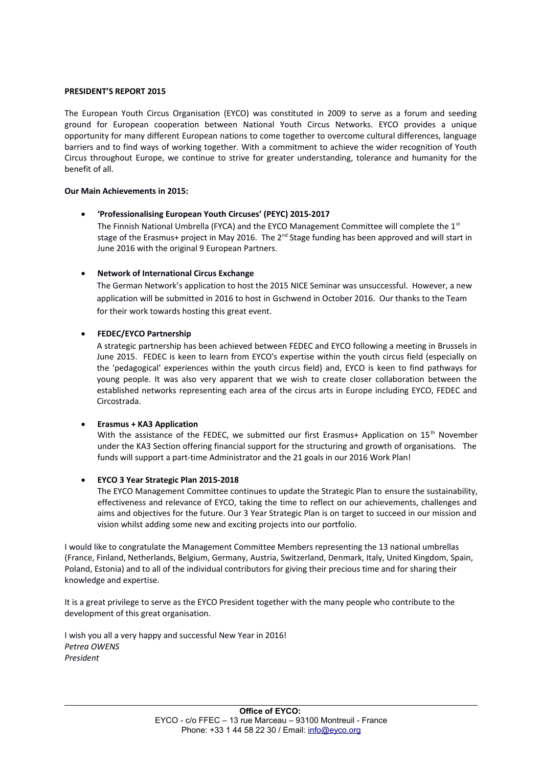**PRESIDENT'S REPORT 2015**

The European Youth Circus Organisation (EYCO) was constituted in 2009 to serve as a forum and seeding ground for European cooperation between National Youth Circus Networks. EYCO provides a unique opportunity for many different European nations to come together to overcome cultural differences, language barriers and to find ways of working together. With a commitment to achieve the wider recognition of Youth Circus throughout Europe, we continue to strive for greater understanding, tolerance and humanity for the benefit of all.

**Our Main Achievements in 2015:**

- **'Professionalising European Youth Circuses' (PEYC) 2015-2017**
  The Finnish National Umbrella (FYCA) and the EYCO Management Committee will complete the 1st stage of the Erasmus+ project in May 2016. The 2nd Stage funding has been approved and will start in June 2016 with the original 9 European Partners.

- **Network of International Circus Exchange**
  The German Network's application to host the 2015 NICE Seminar was unsuccessful. However, a new application will be submitted in 2016 to host in Gschwend in October 2016. Our thanks to the Team for their work towards hosting this great event.

- **FEDEC/EYCO Partnership**
  A strategic partnership has been achieved between FEDEC and EYCO following a meeting in Brussels in June 2015. FEDEC is keen to learn from EYCO's expertise within the youth circus field (especially on the 'pedagogical' experiences within the youth circus field) and, EYCO is keen to find pathways for young people. It was also very apparent that we wish to create closer collaboration between the established networks representing each area of the circus arts in Europe including EYCO, FEDEC and Circostrada.

- **Erasmus + KA3 Application**
  With the assistance of the FEDEC, we submitted our first Erasmus+ Application on 15th November under the KA3 Section offering financial support for the structuring and growth of organisations. The funds will support a part-time Administrator and the 21 goals in our 2016 Work Plan!

- **EYCO 3 Year Strategic Plan 2015-2018**
  The EYCO Management Committee continues to update the Strategic Plan to ensure the sustainability, effectiveness and relevance of EYCO, taking the time to reflect on our achievements, challenges and aims and objectives for the future. Our 3 Year Strategic Plan is on target to succeed in our mission and vision whilst adding some new and exciting projects into our portfolio.

I would like to congratulate the Management Committee Members representing the 13 national umbrellas (France, Finland, Netherlands, Belgium, Germany, Austria, Switzerland, Denmark, Italy, United Kingdom, Spain, Poland, Estonia) and to all of the individual contributors for giving their precious time and for sharing their knowledge and expertise.

It is a great privilege to serve as the EYCO President together with the many people who contribute to the development of this great organisation.

I wish you all a very happy and successful New Year in 2016!
*Petrea OWENS*
*President*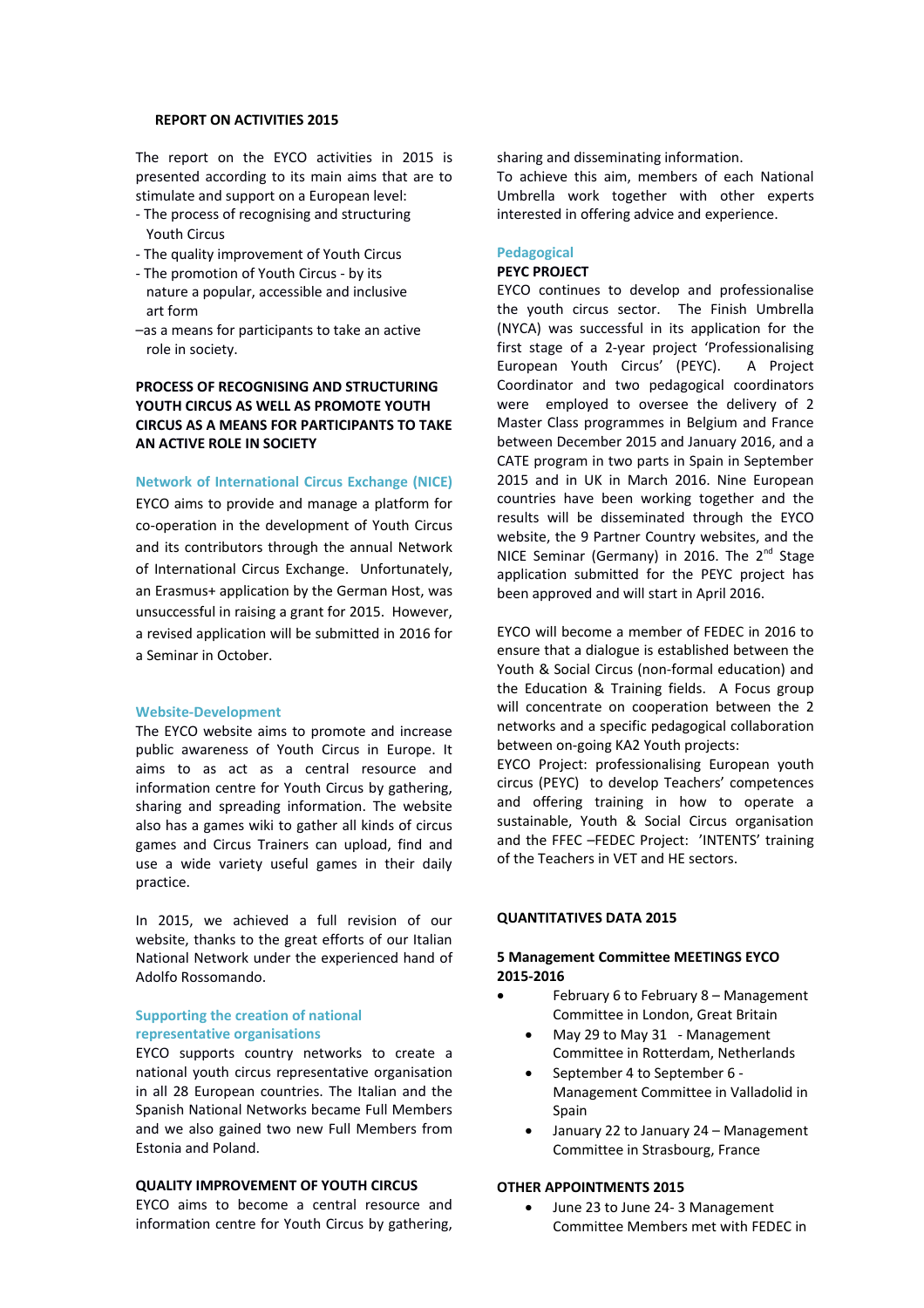**REPORT ON ACTIVITIES 2015**

The report on the EYCO activities in 2015 is presented according to its main aims that are to stimulate and support on a European level:

- The process of recognising and structuring Youth Circus
- The quality improvement of Youth Circus
- The promotion of Youth Circus - by its nature a popular, accessible and inclusive art form
- as a means for participants to take an active role in society.

**PROCESS OF RECOGNISING AND STRUCTURING YOUTH CIRCUS AS WELL AS PROMOTE YOUTH CIRCUS AS A MEANS FOR PARTICIPANTS TO TAKE AN ACTIVE ROLE IN SOCIETY**

### Network of International Circus Exchange (NICE)

EYCO aims to provide and manage a platform for co-operation in the development of Youth Circus and its contributors through the annual Network of International Circus Exchange. Unfortunately, an Erasmus+ application by the German Host, was unsuccessful in raising a grant for 2015. However, a revised application will be submitted in 2016 for a Seminar in October.

### Website-Development

The EYCO website aims to promote and increase public awareness of Youth Circus in Europe. It aims to as act as a central resource and information centre for Youth Circus by gathering, sharing and spreading information. The website also has a games wiki to gather all kinds of circus games and Circus Trainers can upload, find and use a wide variety useful games in their daily practice.

In 2015, we achieved a full revision of our website, thanks to the great efforts of our Italian National Network under the experienced hand of Adolfo Rossomando.

### Supporting the creation of national representative organisations

EYCO supports country networks to create a national youth circus representative organisation in all 28 European countries. The Italian and the Spanish National Networks became Full Members and we also gained two new Full Members from Estonia and Poland.

**QUALITY IMPROVEMENT OF YOUTH CIRCUS**

EYCO aims to become a central resource and information centre for Youth Circus by gathering, sharing and disseminating information.
To achieve this aim, members of each National Umbrella work together with other experts interested in offering advice and experience.

### Pedagogical

**PEYC PROJECT**

EYCO continues to develop and professionalise the youth circus sector. The Finish Umbrella (NYCA) was successful in its application for the first stage of a 2-year project 'Professionalising European Youth Circus' (PEYC). A Project Coordinator and two pedagogical coordinators were employed to oversee the delivery of 2 Master Class programmes in Belgium and France between December 2015 and January 2016, and a CATE program in two parts in Spain in September 2015 and in UK in March 2016. Nine European countries have been working together and the results will be disseminated through the EYCO website, the 9 Partner Country websites, and the NICE Seminar (Germany) in 2016. The 2nd Stage application submitted for the PEYC project has been approved and will start in April 2016.

EYCO will become a member of FEDEC in 2016 to ensure that a dialogue is established between the Youth & Social Circus (non-formal education) and the Education & Training fields. A Focus group will concentrate on cooperation between the 2 networks and a specific pedagogical collaboration between on-going KA2 Youth projects:
EYCO Project: professionalising European youth circus (PEYC) to develop Teachers' competences and offering training in how to operate a sustainable, Youth & Social Circus organisation and the FFEC –FEDEC Project: 'INTENTS' training of the Teachers in VET and HE sectors.

**QUANTITATIVES DATA 2015**

**5 Management Committee MEETINGS EYCO 2015-2016**

- February 6 to February 8 – Management Committee in London, Great Britain
- May 29 to May 31 - Management Committee in Rotterdam, Netherlands
- September 4 to September 6 - Management Committee in Valladolid in Spain
- January 22 to January 24 – Management Committee in Strasbourg, France

**OTHER APPOINTMENTS 2015**

- June 23 to June 24- 3 Management Committee Members met with FEDEC in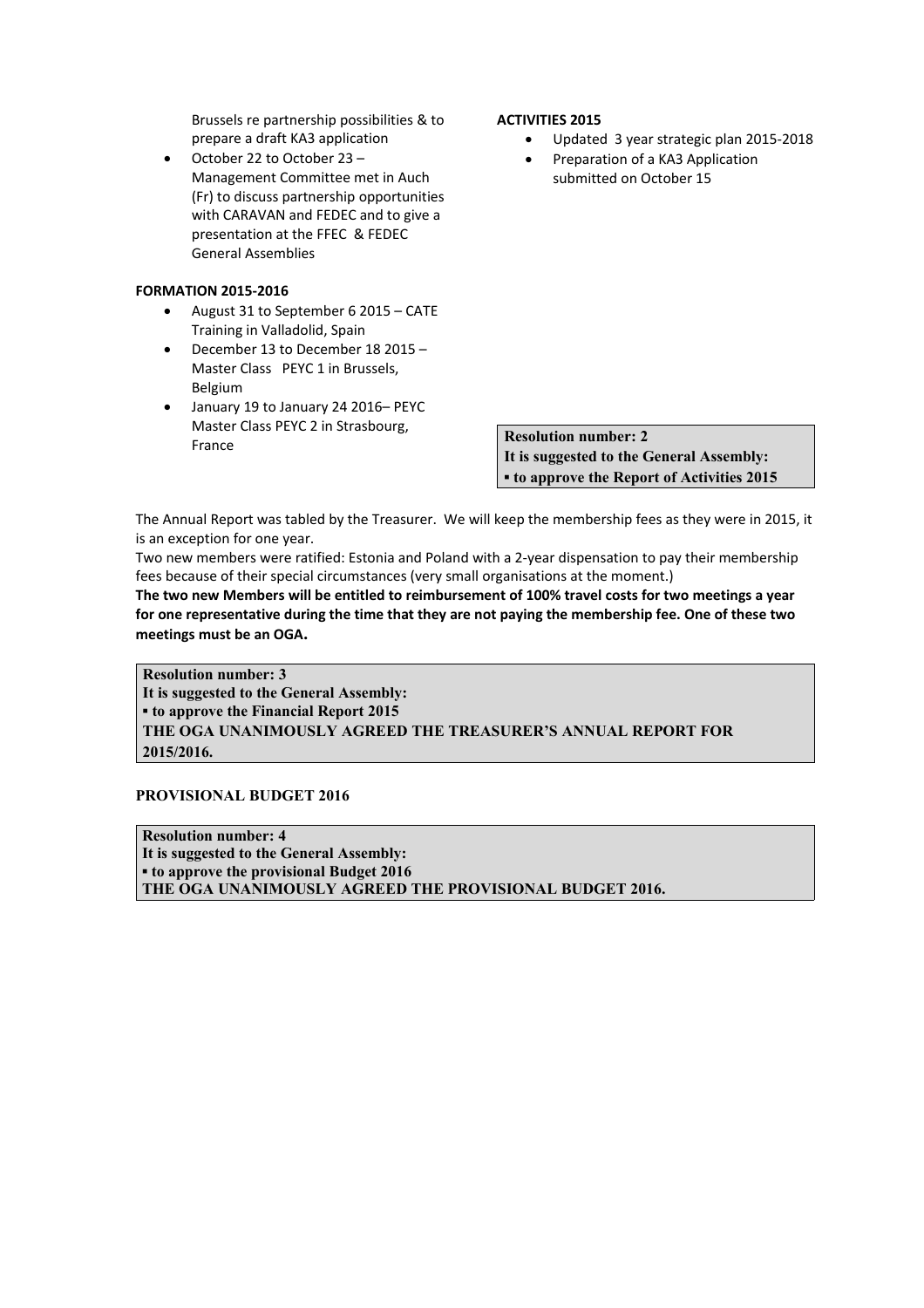- Brussels re partnership possibilities & to prepare a draft KA3 application
- October 22 to October 23 – Management Committee met in Auch (Fr) to discuss partnership opportunities with CARAVAN and FEDEC and to give a presentation at the FFEC & FEDEC General Assemblies

**FORMATION 2015-2016**

- August 31 to September 6 2015 – CATE Training in Valladolid, Spain
- December 13 to December 18 2015 – Master Class PEYC 1 in Brussels, Belgium
- January 19 to January 24 2016– PEYC Master Class PEYC 2 in Strasbourg, France

**ACTIVITIES 2015**

- Updated 3 year strategic plan 2015-2018
- Preparation of a KA3 Application submitted on October 15

**Resolution number: 2**
**It is suggested to the General Assembly:**
**▪ to approve the Report of Activities 2015**

The Annual Report was tabled by the Treasurer. We will keep the membership fees as they were in 2015, it is an exception for one year.

Two new members were ratified: Estonia and Poland with a 2-year dispensation to pay their membership fees because of their special circumstances (very small organisations at the moment.)

**The two new Members will be entitled to reimbursement of 100% travel costs for two meetings a year for one representative during the time that they are not paying the membership fee. One of these two meetings must be an OGA.**

**Resolution number: 3**
**It is suggested to the General Assembly:**
**▪ to approve the Financial Report 2015**
**THE OGA UNANIMOUSLY AGREED THE TREASURER'S ANNUAL REPORT FOR 2015/2016.**

**PROVISIONAL BUDGET 2016**

**Resolution number: 4**
**It is suggested to the General Assembly:**
**▪ to approve the provisional Budget 2016**
**THE OGA UNANIMOUSLY AGREED THE PROVISIONAL BUDGET 2016.**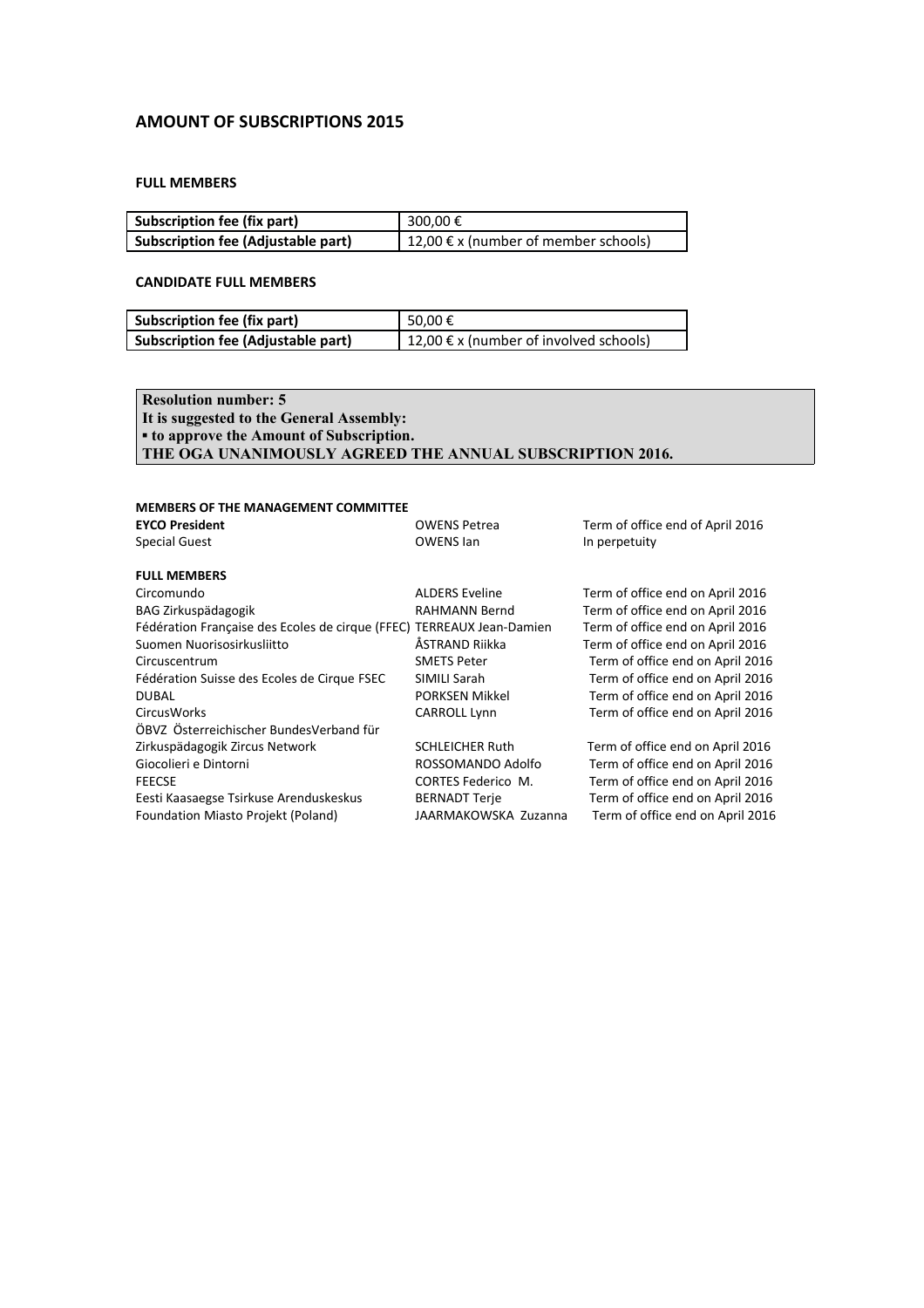## AMOUNT OF SUBSCRIPTIONS 2015

### FULL MEMBERS

| Subscription fee (fix part) | 300,00 € |
|---|---|
| **Subscription fee (Adjustable part)** | 12,00 € x (number of member schools) |

### CANDIDATE FULL MEMBERS

| Subscription fee (fix part) | 50,00 € |
|---|---|
| **Subscription fee (Adjustable part)** | 12,00 € x (number of involved schools) |

**Resolution number: 5**
**It is suggested to the General Assembly:**
**▪ to approve the Amount of Subscription.**
**THE OGA UNANIMOUSLY AGREED THE ANNUAL SUBSCRIPTION 2016.**

**MEMBERS OF THE MANAGEMENT COMMITTEE**

| | | |
|---|---|---|
| **EYCO President** | OWENS Petrea | Term of office end of April 2016 |
| Special Guest | OWENS Ian | In perpetuity |

**FULL MEMBERS**

| | | |
|---|---|---|
| Circomundo | ALDERS Eveline | Term of office end on April 2016 |
| BAG Zirkuspädagogik | RAHMANN Bernd | Term of office end on April 2016 |
| Fédération Française des Ecoles de cirque (FFEC) | TERREAUX Jean-Damien | Term of office end on April 2016 |
| Suomen Nuorisosirkusliitto | ÅSTRAND Riikka | Term of office end on April 2016 |
| Circuscentrum | SMETS Peter | Term of office end on April 2016 |
| Fédération Suisse des Ecoles de Cirque FSEC | SIMILI Sarah | Term of office end on April 2016 |
| DUBAL | PORKSEN Mikkel | Term of office end on April 2016 |
| CircusWorks | CARROLL Lynn | Term of office end on April 2016 |
| ÖBVZ Österreichischer BundesVerband für Zirkuspädagogik Zircus Network | SCHLEICHER Ruth | Term of office end on April 2016 |
| Giocolieri e Dintorni | ROSSOMANDO Adolfo | Term of office end on April 2016 |
| FEECSE | CORTES Federico M. | Term of office end on April 2016 |
| Eesti Kaasaegse Tsirkuse Arenduskeskus | BERNADT Terje | Term of office end on April 2016 |
| Foundation Miasto Projekt (Poland) | JAARMAKOWSKA Zuzanna | Term of office end on April 2016 |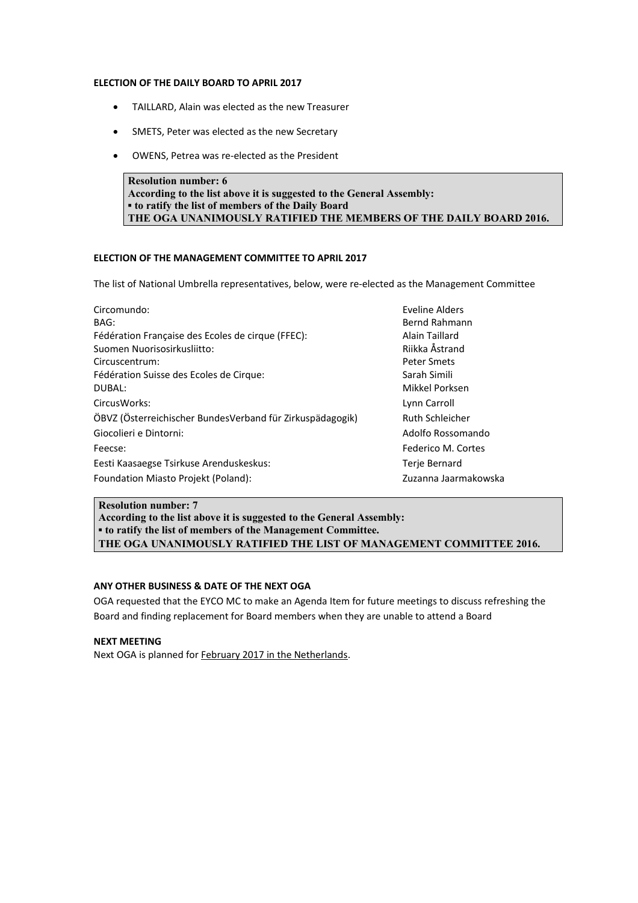**ELECTION OF THE DAILY BOARD TO APRIL 2017**

- TAILLARD, Alain was elected as the new Treasurer
- SMETS, Peter was elected as the new Secretary
- OWENS, Petrea was re-elected as the President

> **Resolution number: 6**
> **According to the list above it is suggested to the General Assembly:**
> **▪ to ratify the list of members of the Daily Board**
> **THE OGA UNANIMOUSLY RATIFIED THE MEMBERS OF THE DAILY BOARD 2016.**

**ELECTION OF THE MANAGEMENT COMMITTEE TO APRIL 2017**

The list of National Umbrella representatives, below, were re-elected as the Management Committee

| | |
|---|---|
| Circomundo: | Eveline Alders |
| BAG: | Bernd Rahmann |
| Fédération Française des Ecoles de cirque (FFEC): | Alain Taillard |
| Suomen Nuorisosirkusliitto: | Riikka Åstrand |
| Circuscentrum: | Peter Smets |
| Fédération Suisse des Ecoles de Cirque: | Sarah Simili |
| DUBAL: | Mikkel Porksen |
| CircusWorks: | Lynn Carroll |
| ÖBVZ (Österreichischer BundesVerband für Zirkuspädagogik) | Ruth Schleicher |
| Giocolieri e Dintorni: | Adolfo Rossomando |
| Feecse: | Federico M. Cortes |
| Eesti Kaasaegse Tsirkuse Arenduskeskus: | Terje Bernard |
| Foundation Miasto Projekt (Poland): | Zuzanna Jaarmakowska |

> **Resolution number: 7**
> **According to the list above it is suggested to the General Assembly:**
> **▪ to ratify the list of members of the Management Committee.**
> **THE OGA UNANIMOUSLY RATIFIED THE LIST OF MANAGEMENT COMMITTEE 2016.**

**ANY OTHER BUSINESS & DATE OF THE NEXT OGA**

OGA requested that the EYCO MC to make an Agenda Item for future meetings to discuss refreshing the Board and finding replacement for Board members when they are unable to attend a Board

**NEXT MEETING**

Next OGA is planned for February 2017 in the Netherlands.